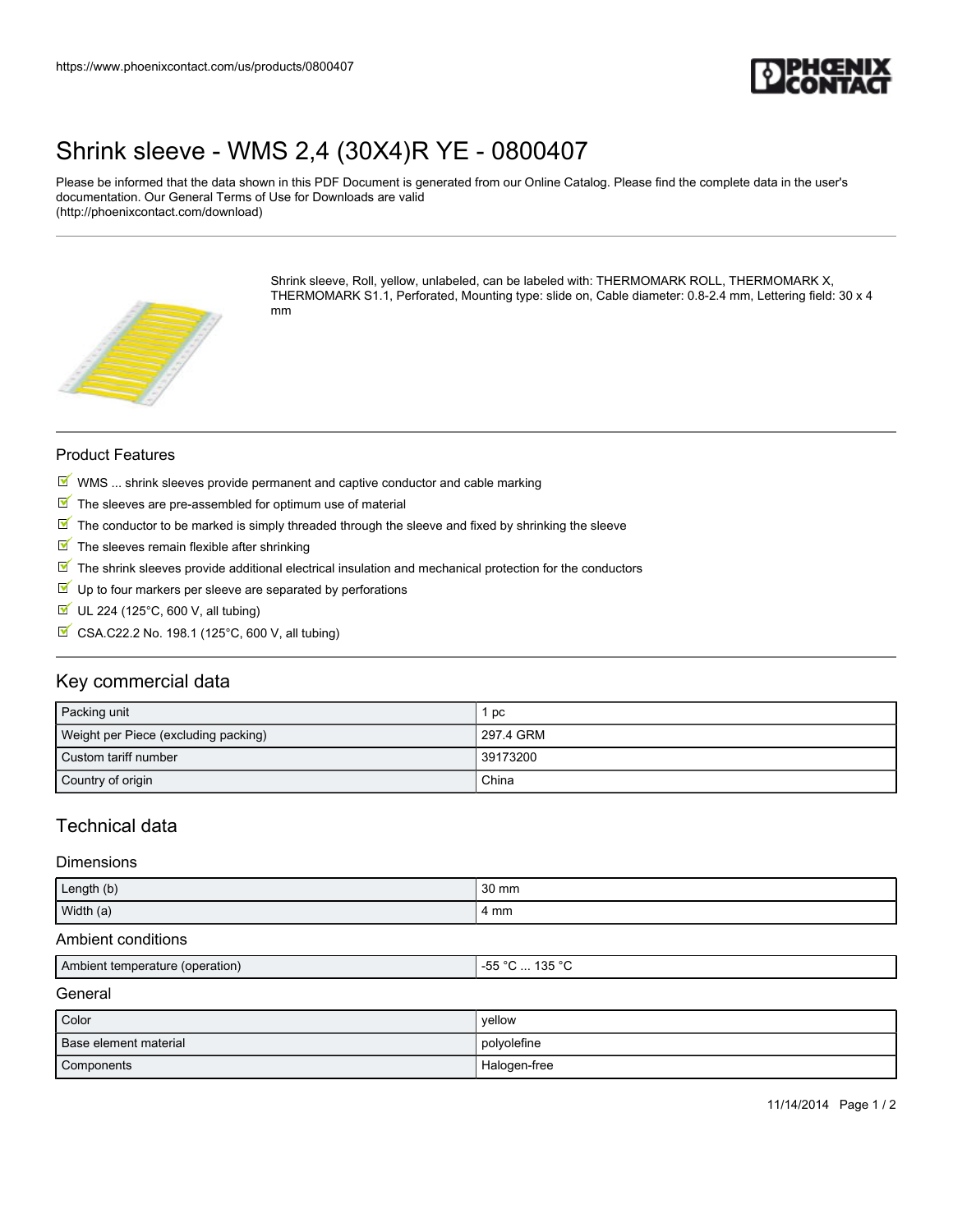https://www.phoenixcontact.com/us/products/0800407

# Shrink sleeve - WMS 2,4 (30X4)R YE - 0800407

Please be informed that the data shown in this PDF Document is generated from our Online Catalog. Please find the complete data in the user's documentation. Our General Terms of Use for Downloads are valid (http://phoenixcontact.com/download)

Shrink sleeve, Roll, yellow, unlabeled, can be labeled with: THERMOMARK ROLL, THERMOMARK X, THERMOMARK S1.1, Perforated, Mounting type: slide on, Cable diameter: 0.8-2.4 mm, Lettering field: 30 x 4 mm

## Product Features

- WMS ... shrink sleeves provide permanent and captive conductor and cable marking
- The sleeves are pre-assembled for optimum use of material
- The conductor to be marked is simply threaded through the sleeve and fixed by shrinking the sleeve
- The sleeves remain flexible after shrinking
- The shrink sleeves provide additional electrical insulation and mechanical protection for the conductors
- Up to four markers per sleeve are separated by perforations
- UL 224 (125°C, 600 V, all tubing)
- CSA.C22.2 No. 198.1 (125°C, 600 V, all tubing)

## Key commercial data

| | |
|---|---|
| Packing unit | 1 pc |
| Weight per Piece (excluding packing) | 297.4 GRM |
| Custom tariff number | 39173200 |
| Country of origin | China |

## Technical data

### Dimensions

| | |
|---|---|
| Length (b) | 30 mm |
| Width (a) | 4 mm |

### Ambient conditions

| | |
|---|---|
| Ambient temperature (operation) | -55 °C ... 135 °C |

### General

| | |
|---|---|
| Color | yellow |
| Base element material | polyolefine |
| Components | Halogen-free |

11/14/2014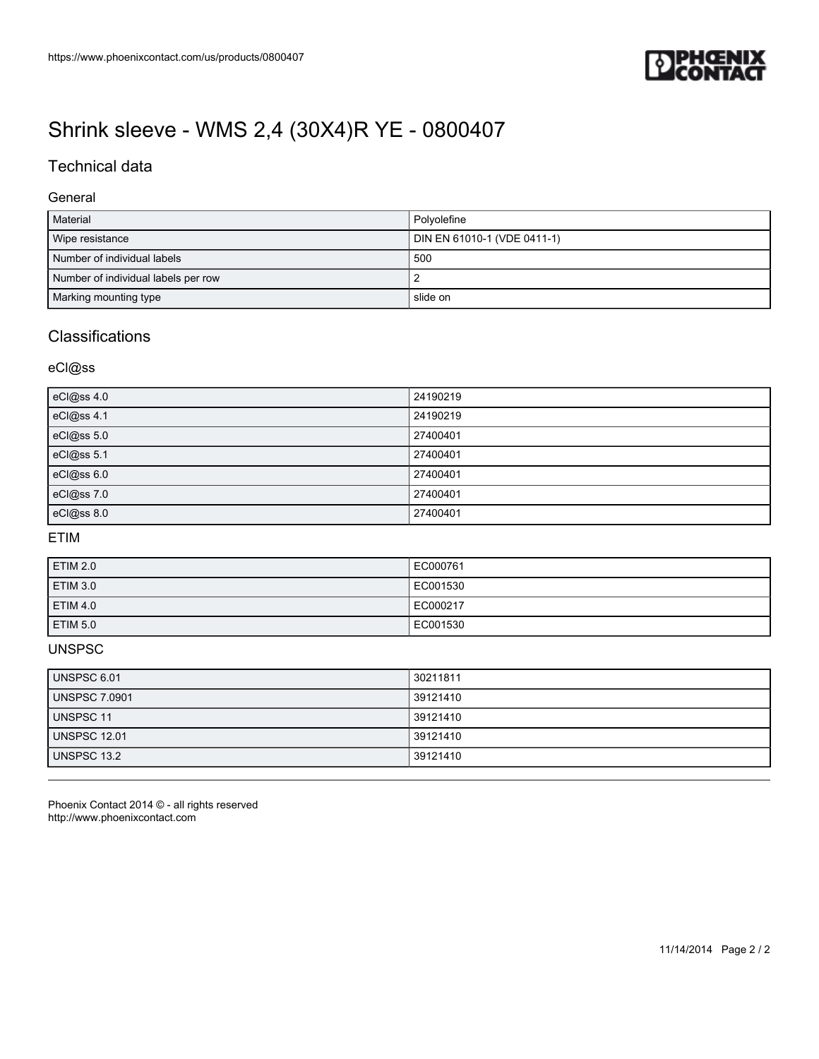# Shrink sleeve - WMS 2,4 (30X4)R YE - 0800407

## Technical data

### General

| | |
|---|---|
| Material | Polyolefine |
| Wipe resistance | DIN EN 61010-1 (VDE 0411-1) |
| Number of individual labels | 500 |
| Number of individual labels per row | 2 |
| Marking mounting type | slide on |

## Classifications

### eCl@ss

| | |
|---|---|
| eCl@ss 4.0 | 24190219 |
| eCl@ss 4.1 | 24190219 |
| eCl@ss 5.0 | 27400401 |
| eCl@ss 5.1 | 27400401 |
| eCl@ss 6.0 | 27400401 |
| eCl@ss 7.0 | 27400401 |
| eCl@ss 8.0 | 27400401 |

### ETIM

| | |
|---|---|
| ETIM 2.0 | EC000761 |
| ETIM 3.0 | EC001530 |
| ETIM 4.0 | EC000217 |
| ETIM 5.0 | EC001530 |

### UNSPSC

| | |
|---|---|
| UNSPSC 6.01 | 30211811 |
| UNSPSC 7.0901 | 39121410 |
| UNSPSC 11 | 39121410 |
| UNSPSC 12.01 | 39121410 |
| UNSPSC 13.2 | 39121410 |

Phoenix Contact 2014 © - all rights reserved
http://www.phoenixcontact.com